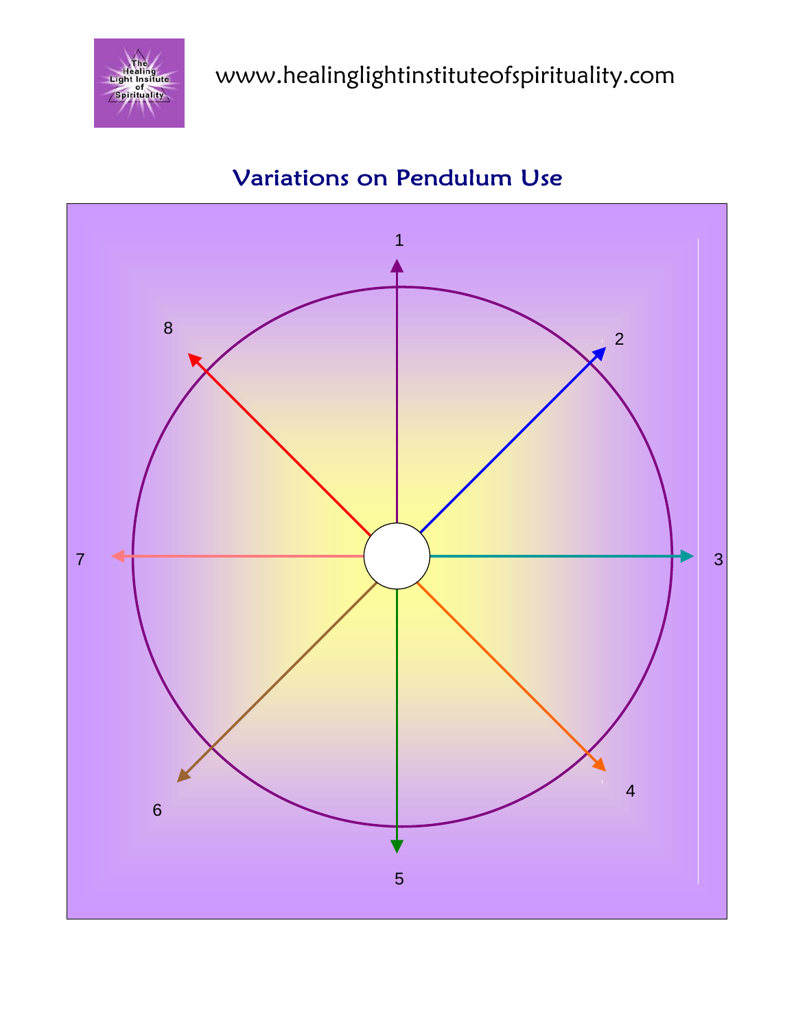www.healinglightinstituteofspirituality.com

# Variations on Pendulum Use

1

8

2

7

3

6

4

5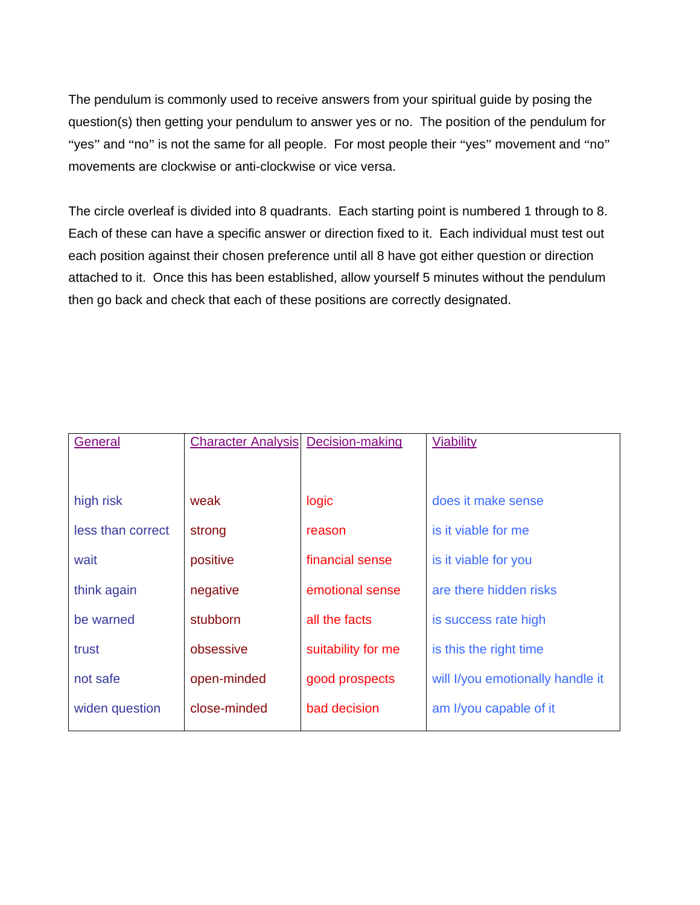The pendulum is commonly used to receive answers from your spiritual guide by posing the question(s) then getting your pendulum to answer yes or no. The position of the pendulum for "yes" and "no" is not the same for all people. For most people their "yes" movement and "no" movements are clockwise or anti-clockwise or vice versa.

The circle overleaf is divided into 8 quadrants. Each starting point is numbered 1 through to 8. Each of these can have a specific answer or direction fixed to it. Each individual must test out each position against their chosen preference until all 8 have got either question or direction attached to it. Once this has been established, allow yourself 5 minutes without the pendulum then go back and check that each of these positions are correctly designated.

| General | Character Analysis | Decision-making | Viability |
|---|---|---|---|
| high risk | weak | logic | does it make sense |
| less than correct | strong | reason | is it viable for me |
| wait | positive | financial sense | is it viable for you |
| think again | negative | emotional sense | are there hidden risks |
| be warned | stubborn | all the facts | is success rate high |
| trust | obsessive | suitability for me | is this the right time |
| not safe | open-minded | good prospects | will I/you emotionally handle it |
| widen question | close-minded | bad decision | am I/you capable of it |